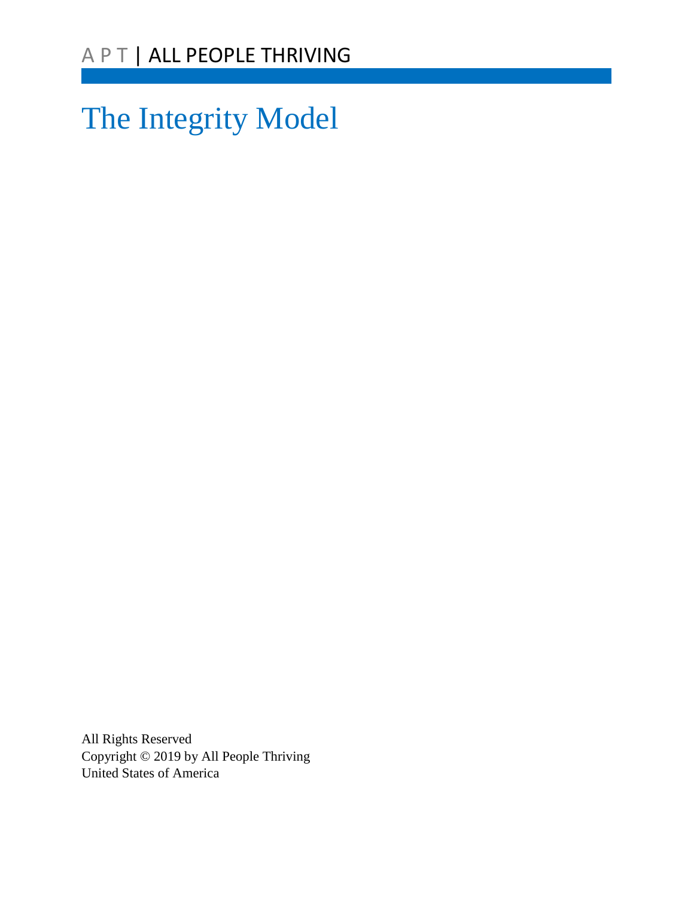A P T | ALL PEOPLE THRIVING

# The Integrity Model

All Rights Reserved
Copyright © 2019 by All People Thriving
United States of America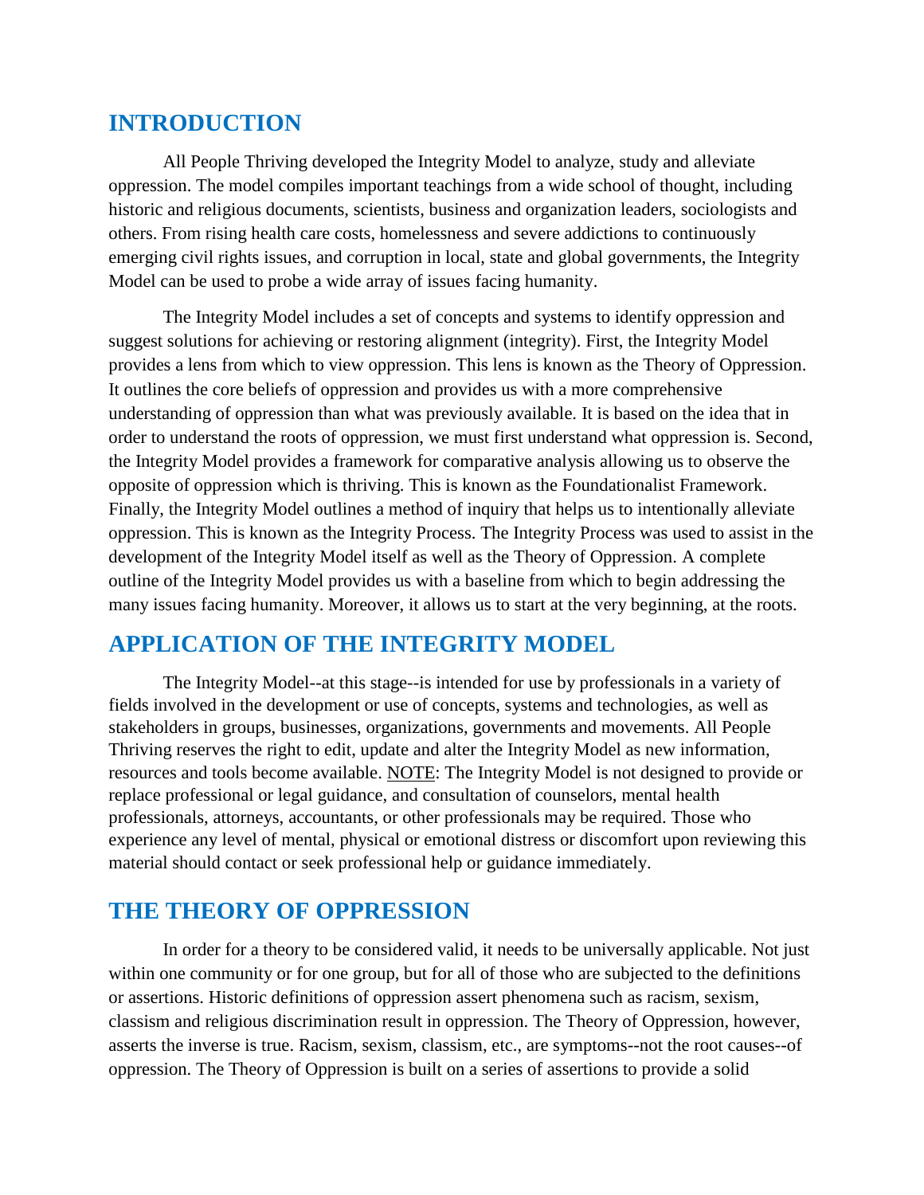## INTRODUCTION

All People Thriving developed the Integrity Model to analyze, study and alleviate oppression. The model compiles important teachings from a wide school of thought, including historic and religious documents, scientists, business and organization leaders, sociologists and others. From rising health care costs, homelessness and severe addictions to continuously emerging civil rights issues, and corruption in local, state and global governments, the Integrity Model can be used to probe a wide array of issues facing humanity.

The Integrity Model includes a set of concepts and systems to identify oppression and suggest solutions for achieving or restoring alignment (integrity). First, the Integrity Model provides a lens from which to view oppression. This lens is known as the Theory of Oppression. It outlines the core beliefs of oppression and provides us with a more comprehensive understanding of oppression than what was previously available. It is based on the idea that in order to understand the roots of oppression, we must first understand what oppression is. Second, the Integrity Model provides a framework for comparative analysis allowing us to observe the opposite of oppression which is thriving. This is known as the Foundationalist Framework. Finally, the Integrity Model outlines a method of inquiry that helps us to intentionally alleviate oppression. This is known as the Integrity Process. The Integrity Process was used to assist in the development of the Integrity Model itself as well as the Theory of Oppression. A complete outline of the Integrity Model provides us with a baseline from which to begin addressing the many issues facing humanity. Moreover, it allows us to start at the very beginning, at the roots.

## APPLICATION OF THE INTEGRITY MODEL

The Integrity Model--at this stage--is intended for use by professionals in a variety of fields involved in the development or use of concepts, systems and technologies, as well as stakeholders in groups, businesses, organizations, governments and movements. All People Thriving reserves the right to edit, update and alter the Integrity Model as new information, resources and tools become available. <u>NOTE</u>: The Integrity Model is not designed to provide or replace professional or legal guidance, and consultation of counselors, mental health professionals, attorneys, accountants, or other professionals may be required. Those who experience any level of mental, physical or emotional distress or discomfort upon reviewing this material should contact or seek professional help or guidance immediately.

## THE THEORY OF OPPRESSION

In order for a theory to be considered valid, it needs to be universally applicable. Not just within one community or for one group, but for all of those who are subjected to the definitions or assertions. Historic definitions of oppression assert phenomena such as racism, sexism, classism and religious discrimination result in oppression. The Theory of Oppression, however, asserts the inverse is true. Racism, sexism, classism, etc., are symptoms--not the root causes--of oppression. The Theory of Oppression is built on a series of assertions to provide a solid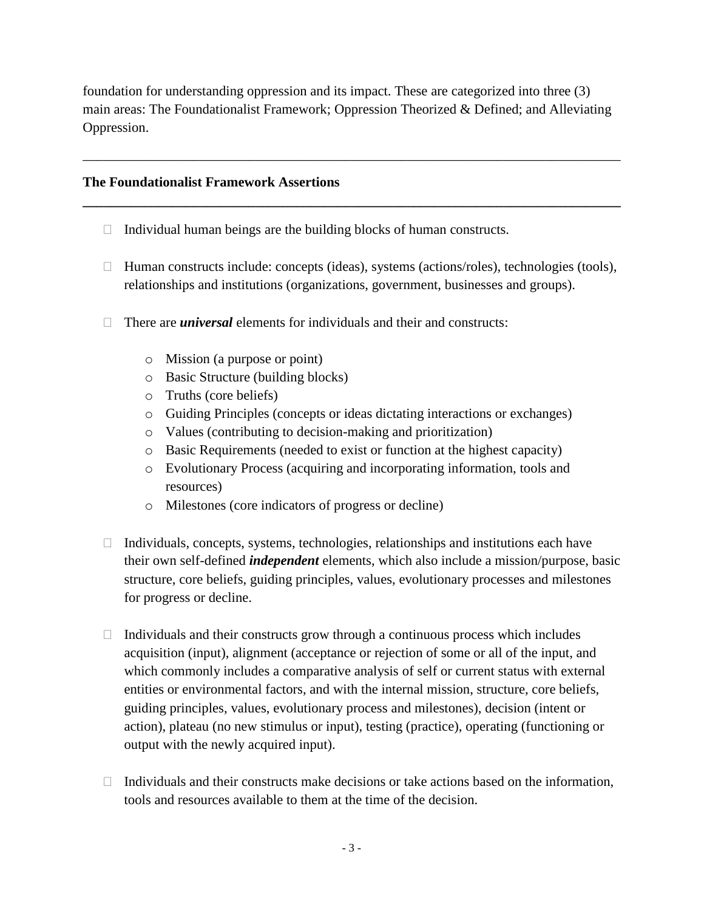foundation for understanding oppression and its impact. These are categorized into three (3) main areas: The Foundationalist Framework; Oppression Theorized & Defined; and Alleviating Oppression.

---

## The Foundationalist Framework Assertions

---

- Individual human beings are the building blocks of human constructs.

- Human constructs include: concepts (ideas), systems (actions/roles), technologies (tools), relationships and institutions (organizations, government, businesses and groups).

- There are ***universal*** elements for individuals and their and constructs:
    - Mission (a purpose or point)
    - Basic Structure (building blocks)
    - Truths (core beliefs)
    - Guiding Principles (concepts or ideas dictating interactions or exchanges)
    - Values (contributing to decision-making and prioritization)
    - Basic Requirements (needed to exist or function at the highest capacity)
    - Evolutionary Process (acquiring and incorporating information, tools and resources)
    - Milestones (core indicators of progress or decline)

- Individuals, concepts, systems, technologies, relationships and institutions each have their own self-defined ***independent*** elements, which also include a mission/purpose, basic structure, core beliefs, guiding principles, values, evolutionary processes and milestones for progress or decline.

- Individuals and their constructs grow through a continuous process which includes acquisition (input), alignment (acceptance or rejection of some or all of the input, and which commonly includes a comparative analysis of self or current status with external entities or environmental factors, and with the internal mission, structure, core beliefs, guiding principles, values, evolutionary process and milestones), decision (intent or action), plateau (no new stimulus or input), testing (practice), operating (functioning or output with the newly acquired input).

- Individuals and their constructs make decisions or take actions based on the information, tools and resources available to them at the time of the decision.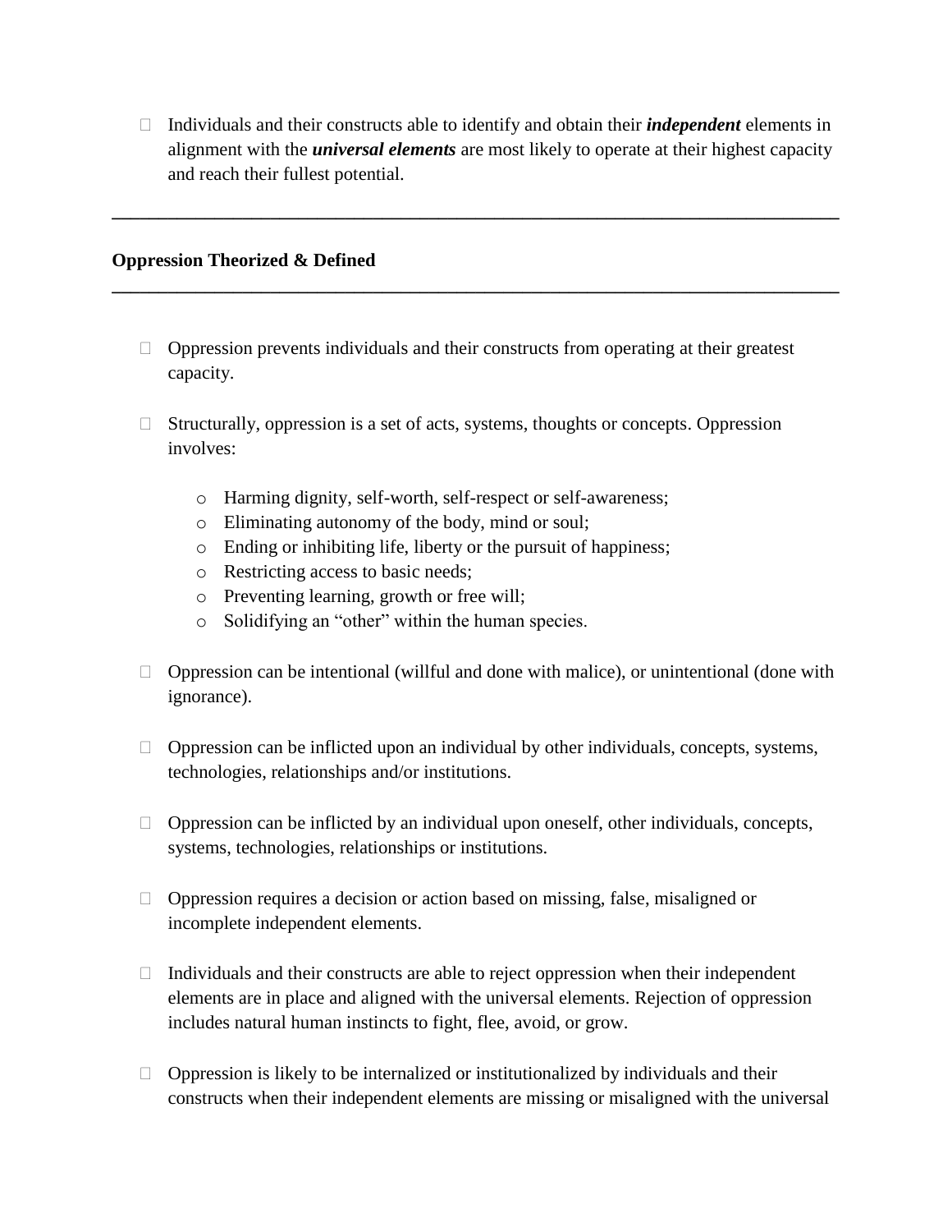- Individuals and their constructs able to identify and obtain their ***independent*** elements in alignment with the ***universal elements*** are most likely to operate at their highest capacity and reach their fullest potential.

---

**Oppression Theorized & Defined**

---

- Oppression prevents individuals and their constructs from operating at their greatest capacity.

- Structurally, oppression is a set of acts, systems, thoughts or concepts. Oppression involves:

  - Harming dignity, self-worth, self-respect or self-awareness;
  - Eliminating autonomy of the body, mind or soul;
  - Ending or inhibiting life, liberty or the pursuit of happiness;
  - Restricting access to basic needs;
  - Preventing learning, growth or free will;
  - Solidifying an "other" within the human species.

- Oppression can be intentional (willful and done with malice), or unintentional (done with ignorance).

- Oppression can be inflicted upon an individual by other individuals, concepts, systems, technologies, relationships and/or institutions.

- Oppression can be inflicted by an individual upon oneself, other individuals, concepts, systems, technologies, relationships or institutions.

- Oppression requires a decision or action based on missing, false, misaligned or incomplete independent elements.

- Individuals and their constructs are able to reject oppression when their independent elements are in place and aligned with the universal elements. Rejection of oppression includes natural human instincts to fight, flee, avoid, or grow.

- Oppression is likely to be internalized or institutionalized by individuals and their constructs when their independent elements are missing or misaligned with the universal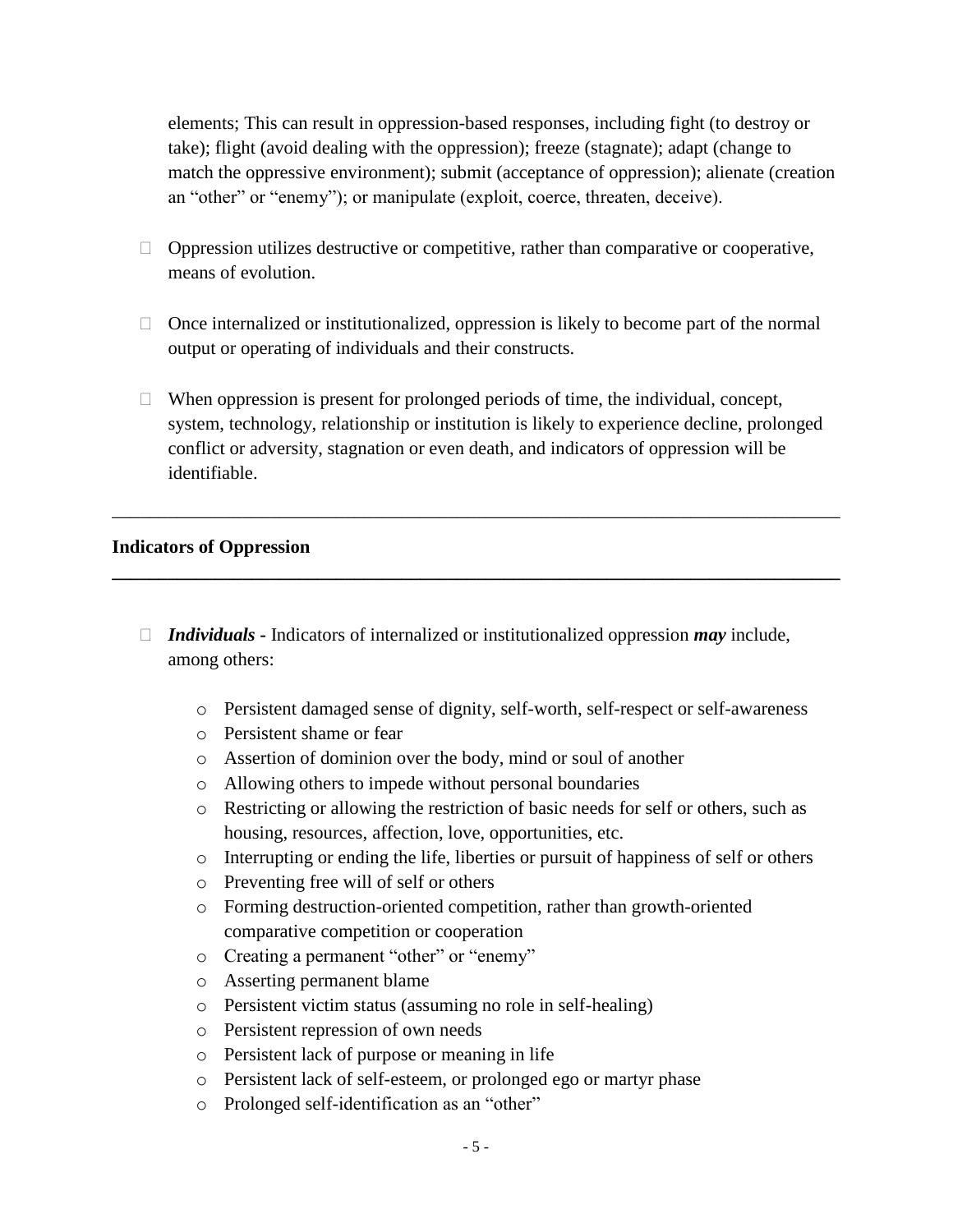elements; This can result in oppression-based responses, including fight (to destroy or take); flight (avoid dealing with the oppression); freeze (stagnate); adapt (change to match the oppressive environment); submit (acceptance of oppression); alienate (creation an "other" or "enemy"); or manipulate (exploit, coerce, threaten, deceive).

- Oppression utilizes destructive or competitive, rather than comparative or cooperative, means of evolution.

- Once internalized or institutionalized, oppression is likely to become part of the normal output or operating of individuals and their constructs.

- When oppression is present for prolonged periods of time, the individual, concept, system, technology, relationship or institution is likely to experience decline, prolonged conflict or adversity, stagnation or even death, and indicators of oppression will be identifiable.

---

## Indicators of Oppression

---

- ***Individuals*** - Indicators of internalized or institutionalized oppression ***may*** include, among others:
  - Persistent damaged sense of dignity, self-worth, self-respect or self-awareness
  - Persistent shame or fear
  - Assertion of dominion over the body, mind or soul of another
  - Allowing others to impede without personal boundaries
  - Restricting or allowing the restriction of basic needs for self or others, such as housing, resources, affection, love, opportunities, etc.
  - Interrupting or ending the life, liberties or pursuit of happiness of self or others
  - Preventing free will of self or others
  - Forming destruction-oriented competition, rather than growth-oriented comparative competition or cooperation
  - Creating a permanent "other" or "enemy"
  - Asserting permanent blame
  - Persistent victim status (assuming no role in self-healing)
  - Persistent repression of own needs
  - Persistent lack of purpose or meaning in life
  - Persistent lack of self-esteem, or prolonged ego or martyr phase
  - Prolonged self-identification as an "other"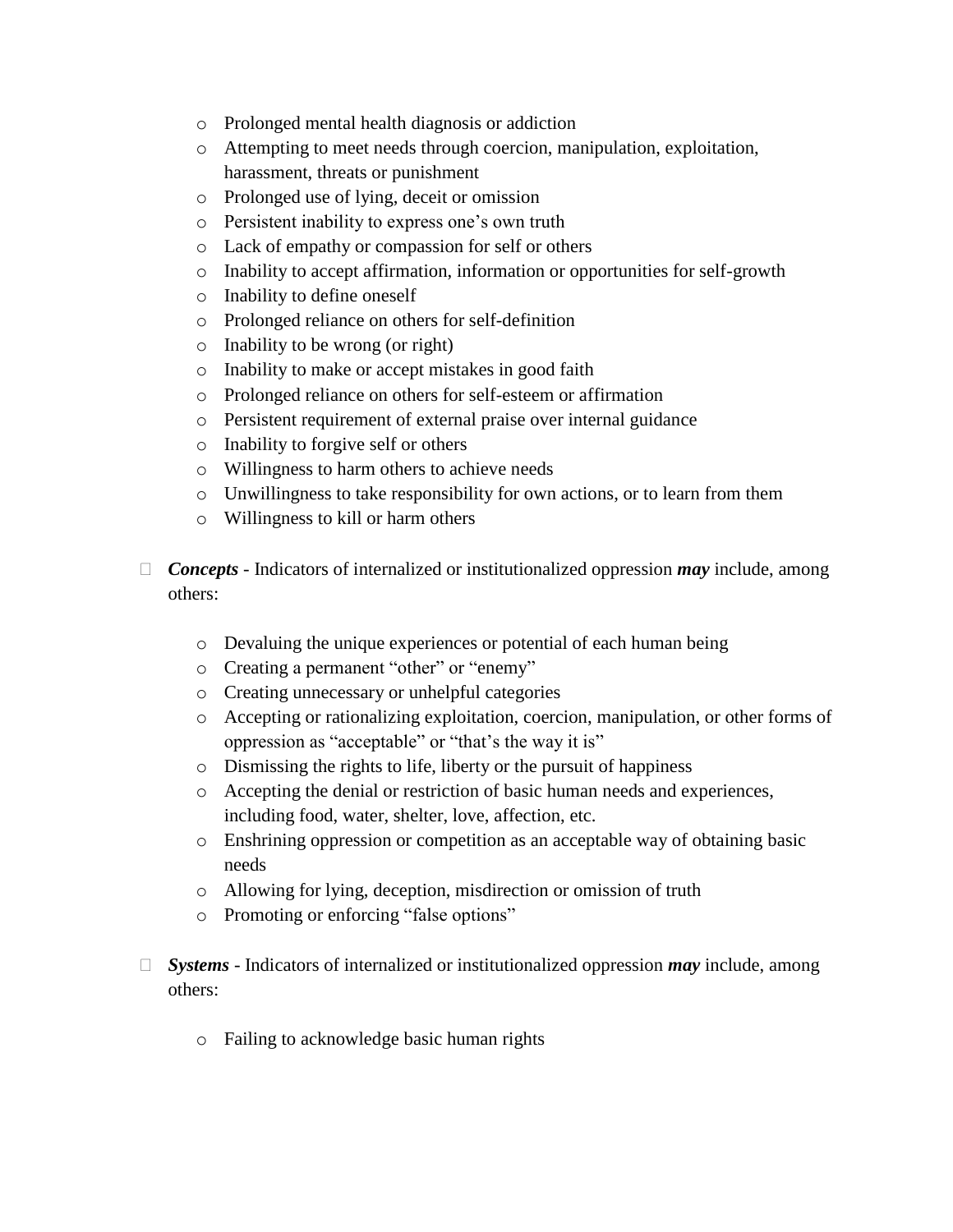- Prolonged mental health diagnosis or addiction
  - Attempting to meet needs through coercion, manipulation, exploitation, harassment, threats or punishment
  - Prolonged use of lying, deceit or omission
  - Persistent inability to express one's own truth
  - Lack of empathy or compassion for self or others
  - Inability to accept affirmation, information or opportunities for self-growth
  - Inability to define oneself
  - Prolonged reliance on others for self-definition
  - Inability to be wrong (or right)
  - Inability to make or accept mistakes in good faith
  - Prolonged reliance on others for self-esteem or affirmation
  - Persistent requirement of external praise over internal guidance
  - Inability to forgive self or others
  - Willingness to harm others to achieve needs
  - Unwillingness to take responsibility for own actions, or to learn from them
  - Willingness to kill or harm others

- ***Concepts*** - Indicators of internalized or institutionalized oppression ***may*** include, among others:

  - Devaluing the unique experiences or potential of each human being
  - Creating a permanent "other" or "enemy"
  - Creating unnecessary or unhelpful categories
  - Accepting or rationalizing exploitation, coercion, manipulation, or other forms of oppression as "acceptable" or "that's the way it is"
  - Dismissing the rights to life, liberty or the pursuit of happiness
  - Accepting the denial or restriction of basic human needs and experiences, including food, water, shelter, love, affection, etc.
  - Enshrining oppression or competition as an acceptable way of obtaining basic needs
  - Allowing for lying, deception, misdirection or omission of truth
  - Promoting or enforcing "false options"

- ***Systems*** - Indicators of internalized or institutionalized oppression ***may*** include, among others:

  - Failing to acknowledge basic human rights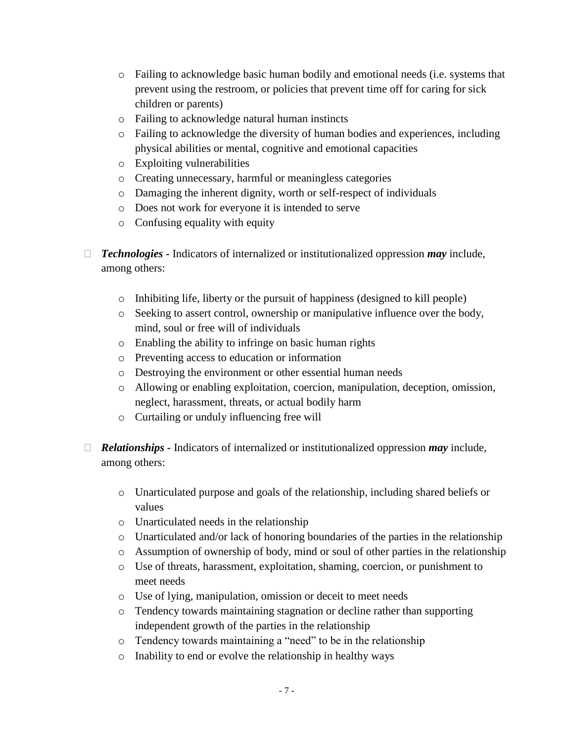- Failing to acknowledge basic human bodily and emotional needs (i.e. systems that prevent using the restroom, or policies that prevent time off for caring for sick children or parents)
  - Failing to acknowledge natural human instincts
  - Failing to acknowledge the diversity of human bodies and experiences, including physical abilities or mental, cognitive and emotional capacities
  - Exploiting vulnerabilities
  - Creating unnecessary, harmful or meaningless categories
  - Damaging the inherent dignity, worth or self-respect of individuals
  - Does not work for everyone it is intended to serve
  - Confusing equality with equity

- ***Technologies*** **-** Indicators of internalized or institutionalized oppression ***may*** include, among others:

  - Inhibiting life, liberty or the pursuit of happiness (designed to kill people)
  - Seeking to assert control, ownership or manipulative influence over the body, mind, soul or free will of individuals
  - Enabling the ability to infringe on basic human rights
  - Preventing access to education or information
  - Destroying the environment or other essential human needs
  - Allowing or enabling exploitation, coercion, manipulation, deception, omission, neglect, harassment, threats, or actual bodily harm
  - Curtailing or unduly influencing free will

- ***Relationships*** **-** Indicators of internalized or institutionalized oppression ***may*** include, among others:

  - Unarticulated purpose and goals of the relationship, including shared beliefs or values
  - Unarticulated needs in the relationship
  - Unarticulated and/or lack of honoring boundaries of the parties in the relationship
  - Assumption of ownership of body, mind or soul of other parties in the relationship
  - Use of threats, harassment, exploitation, shaming, coercion, or punishment to meet needs
  - Use of lying, manipulation, omission or deceit to meet needs
  - Tendency towards maintaining stagnation or decline rather than supporting independent growth of the parties in the relationship
  - Tendency towards maintaining a "need" to be in the relationship
  - Inability to end or evolve the relationship in healthy ways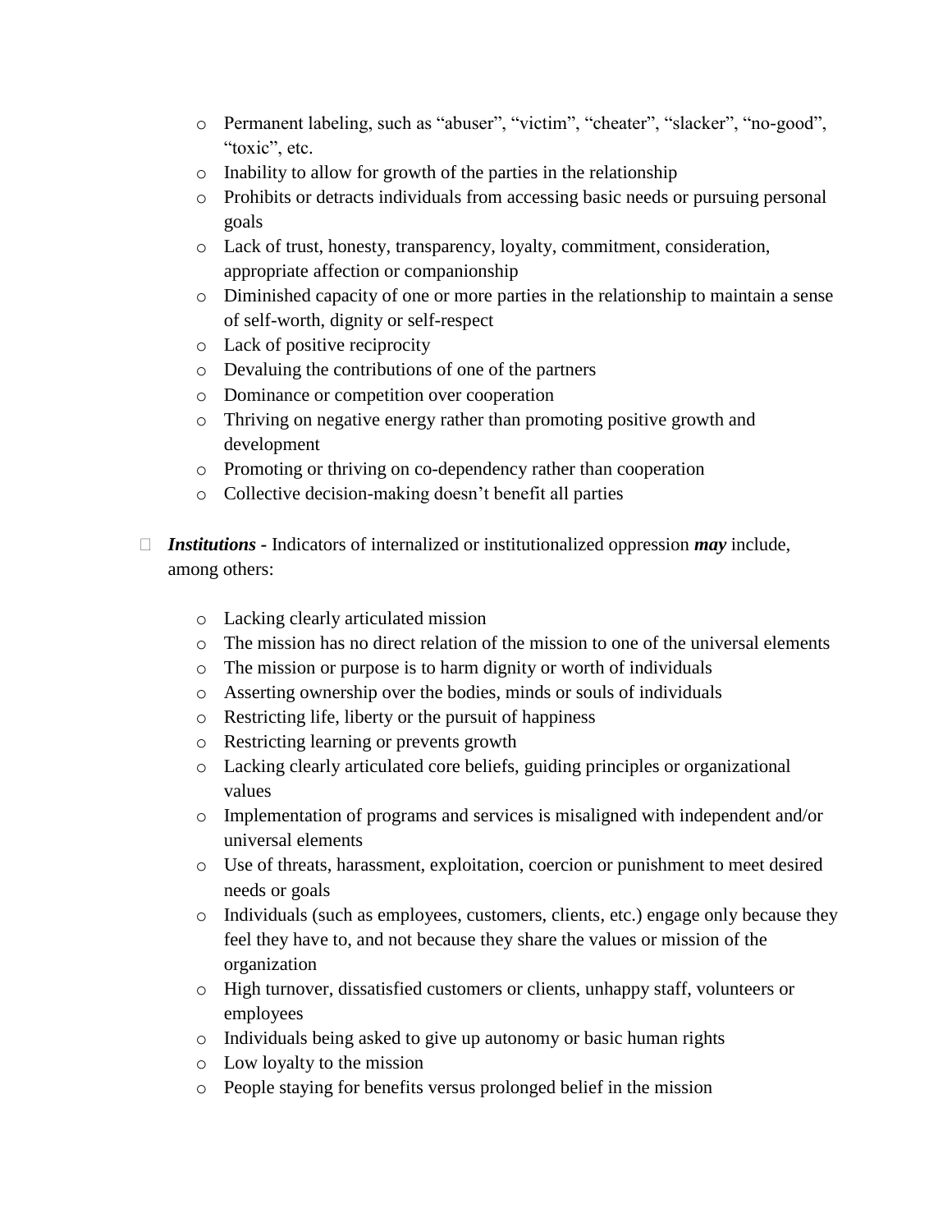- Permanent labeling, such as “abuser”, “victim”, “cheater”, “slacker”, “no-good”, “toxic”, etc.
  - Inability to allow for growth of the parties in the relationship
  - Prohibits or detracts individuals from accessing basic needs or pursuing personal goals
  - Lack of trust, honesty, transparency, loyalty, commitment, consideration, appropriate affection or companionship
  - Diminished capacity of one or more parties in the relationship to maintain a sense of self-worth, dignity or self-respect
  - Lack of positive reciprocity
  - Devaluing the contributions of one of the partners
  - Dominance or competition over cooperation
  - Thriving on negative energy rather than promoting positive growth and development
  - Promoting or thriving on co-dependency rather than cooperation
  - Collective decision-making doesn’t benefit all parties

- ***Institutions*** **-** Indicators of internalized or institutionalized oppression ***may*** include, among others:

  - Lacking clearly articulated mission
  - The mission has no direct relation of the mission to one of the universal elements
  - The mission or purpose is to harm dignity or worth of individuals
  - Asserting ownership over the bodies, minds or souls of individuals
  - Restricting life, liberty or the pursuit of happiness
  - Restricting learning or prevents growth
  - Lacking clearly articulated core beliefs, guiding principles or organizational values
  - Implementation of programs and services is misaligned with independent and/or universal elements
  - Use of threats, harassment, exploitation, coercion or punishment to meet desired needs or goals
  - Individuals (such as employees, customers, clients, etc.) engage only because they feel they have to, and not because they share the values or mission of the organization
  - High turnover, dissatisfied customers or clients, unhappy staff, volunteers or employees
  - Individuals being asked to give up autonomy or basic human rights
  - Low loyalty to the mission
  - People staying for benefits versus prolonged belief in the mission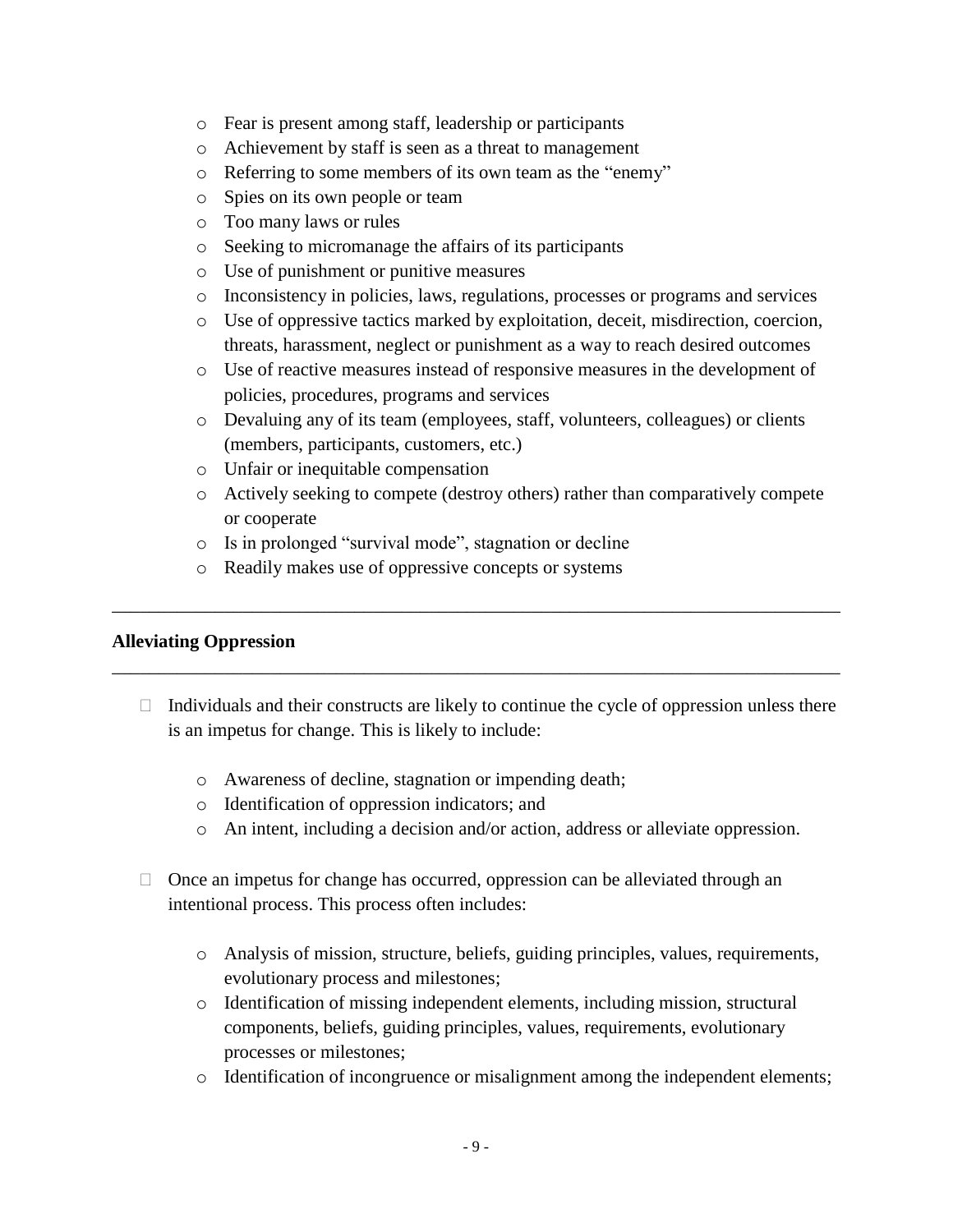- Fear is present among staff, leadership or participants
- Achievement by staff is seen as a threat to management
- Referring to some members of its own team as the "enemy"
- Spies on its own people or team
- Too many laws or rules
- Seeking to micromanage the affairs of its participants
- Use of punishment or punitive measures
- Inconsistency in policies, laws, regulations, processes or programs and services
- Use of oppressive tactics marked by exploitation, deceit, misdirection, coercion, threats, harassment, neglect or punishment as a way to reach desired outcomes
- Use of reactive measures instead of responsive measures in the development of policies, procedures, programs and services
- Devaluing any of its team (employees, staff, volunteers, colleagues) or clients (members, participants, customers, etc.)
- Unfair or inequitable compensation
- Actively seeking to compete (destroy others) rather than comparatively compete or cooperate
- Is in prolonged "survival mode", stagnation or decline
- Readily makes use of oppressive concepts or systems

---

**Alleviating Oppression**

---

- Individuals and their constructs are likely to continue the cycle of oppression unless there is an impetus for change. This is likely to include:

  - Awareness of decline, stagnation or impending death;
  - Identification of oppression indicators; and
  - An intent, including a decision and/or action, address or alleviate oppression.

- Once an impetus for change has occurred, oppression can be alleviated through an intentional process. This process often includes:

  - Analysis of mission, structure, beliefs, guiding principles, values, requirements, evolutionary process and milestones;
  - Identification of missing independent elements, including mission, structural components, beliefs, guiding principles, values, requirements, evolutionary processes or milestones;
  - Identification of incongruence or misalignment among the independent elements;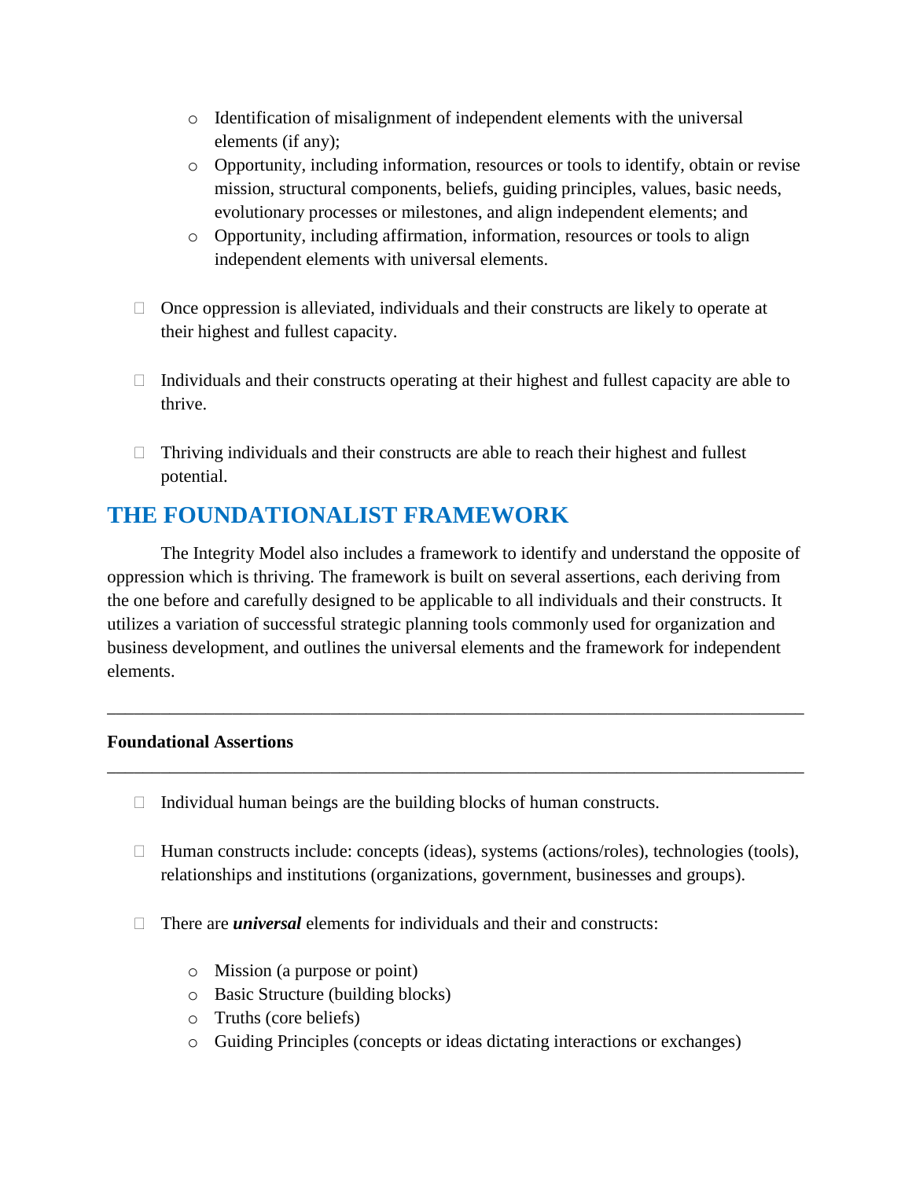- Identification of misalignment of independent elements with the universal elements (if any);
  - Opportunity, including information, resources or tools to identify, obtain or revise mission, structural components, beliefs, guiding principles, values, basic needs, evolutionary processes or milestones, and align independent elements; and
  - Opportunity, including affirmation, information, resources or tools to align independent elements with universal elements.

- Once oppression is alleviated, individuals and their constructs are likely to operate at their highest and fullest capacity.

- Individuals and their constructs operating at their highest and fullest capacity are able to thrive.

- Thriving individuals and their constructs are able to reach their highest and fullest potential.

## THE FOUNDATIONALIST FRAMEWORK

The Integrity Model also includes a framework to identify and understand the opposite of oppression which is thriving. The framework is built on several assertions, each deriving from the one before and carefully designed to be applicable to all individuals and their constructs. It utilizes a variation of successful strategic planning tools commonly used for organization and business development, and outlines the universal elements and the framework for independent elements.

---

**Foundational Assertions**

---

- Individual human beings are the building blocks of human constructs.

- Human constructs include: concepts (ideas), systems (actions/roles), technologies (tools), relationships and institutions (organizations, government, businesses and groups).

- There are ***universal*** elements for individuals and their and constructs:

  - Mission (a purpose or point)
  - Basic Structure (building blocks)
  - Truths (core beliefs)
  - Guiding Principles (concepts or ideas dictating interactions or exchanges)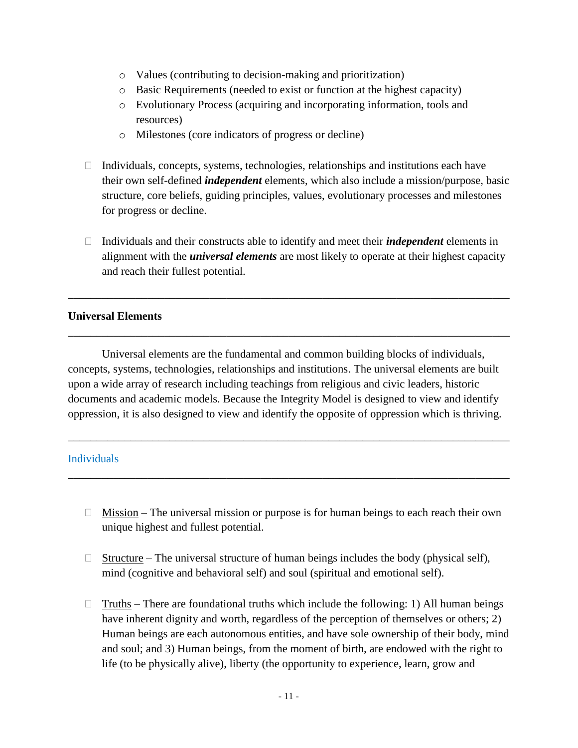- Values (contributing to decision-making and prioritization)
    - Basic Requirements (needed to exist or function at the highest capacity)
    - Evolutionary Process (acquiring and incorporating information, tools and resources)
    - Milestones (core indicators of progress or decline)

- Individuals, concepts, systems, technologies, relationships and institutions each have their own self-defined ***independent*** elements, which also include a mission/purpose, basic structure, core beliefs, guiding principles, values, evolutionary processes and milestones for progress or decline.

- Individuals and their constructs able to identify and meet their ***independent*** elements in alignment with the ***universal elements*** are most likely to operate at their highest capacity and reach their fullest potential.

---

**Universal Elements**

---

Universal elements are the fundamental and common building blocks of individuals, concepts, systems, technologies, relationships and institutions. The universal elements are built upon a wide array of research including teachings from religious and civic leaders, historic documents and academic models. Because the Integrity Model is designed to view and identify oppression, it is also designed to view and identify the opposite of oppression which is thriving.

---

Individuals

---

- Mission – The universal mission or purpose is for human beings to each reach their own unique highest and fullest potential.

- Structure – The universal structure of human beings includes the body (physical self), mind (cognitive and behavioral self) and soul (spiritual and emotional self).

- Truths – There are foundational truths which include the following: 1) All human beings have inherent dignity and worth, regardless of the perception of themselves or others; 2) Human beings are each autonomous entities, and have sole ownership of their body, mind and soul; and 3) Human beings, from the moment of birth, are endowed with the right to life (to be physically alive), liberty (the opportunity to experience, learn, grow and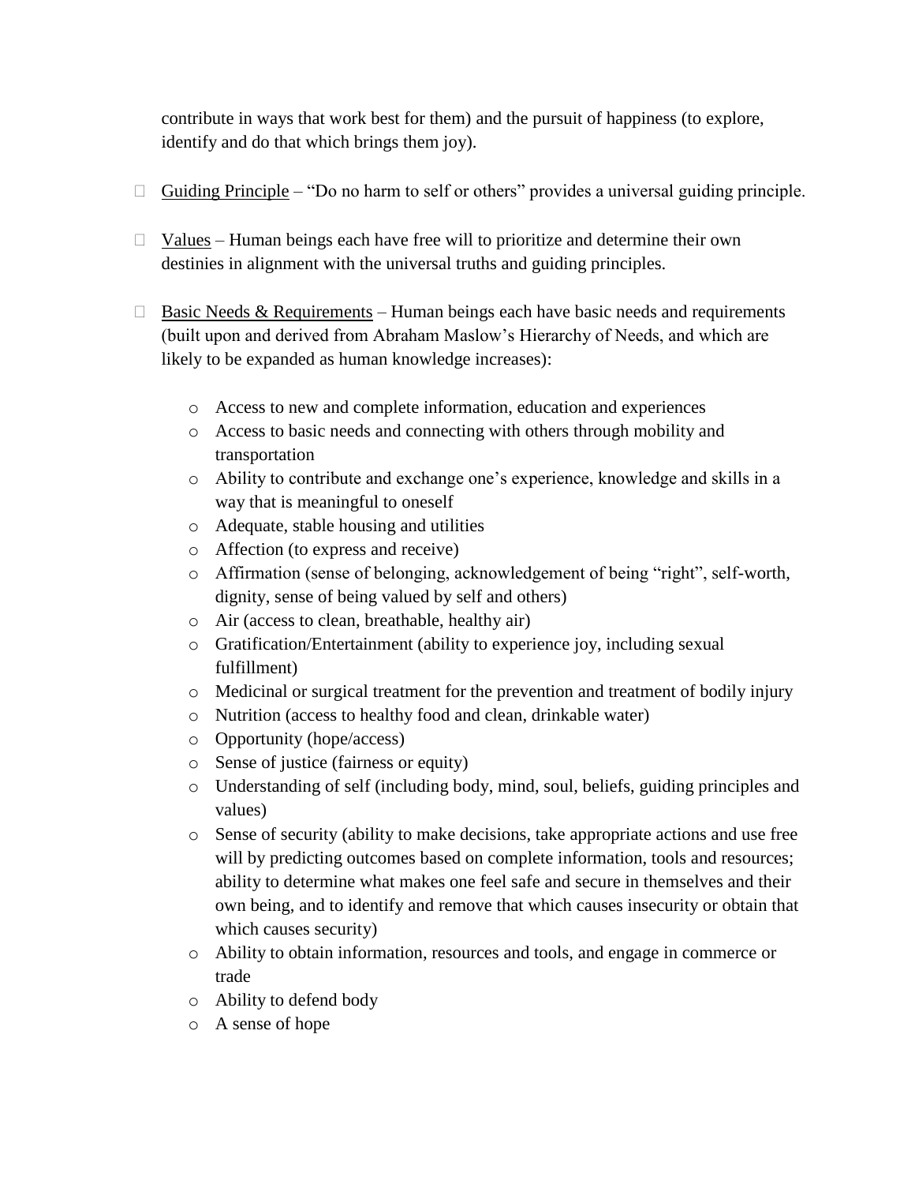contribute in ways that work best for them) and the pursuit of happiness (to explore, identify and do that which brings them joy).

- Guiding Principle – "Do no harm to self or others" provides a universal guiding principle.

- Values – Human beings each have free will to prioritize and determine their own destinies in alignment with the universal truths and guiding principles.

- Basic Needs & Requirements – Human beings each have basic needs and requirements (built upon and derived from Abraham Maslow's Hierarchy of Needs, and which are likely to be expanded as human knowledge increases):

    - Access to new and complete information, education and experiences
    - Access to basic needs and connecting with others through mobility and transportation
    - Ability to contribute and exchange one's experience, knowledge and skills in a way that is meaningful to oneself
    - Adequate, stable housing and utilities
    - Affection (to express and receive)
    - Affirmation (sense of belonging, acknowledgement of being "right", self-worth, dignity, sense of being valued by self and others)
    - Air (access to clean, breathable, healthy air)
    - Gratification/Entertainment (ability to experience joy, including sexual fulfillment)
    - Medicinal or surgical treatment for the prevention and treatment of bodily injury
    - Nutrition (access to healthy food and clean, drinkable water)
    - Opportunity (hope/access)
    - Sense of justice (fairness or equity)
    - Understanding of self (including body, mind, soul, beliefs, guiding principles and values)
    - Sense of security (ability to make decisions, take appropriate actions and use free will by predicting outcomes based on complete information, tools and resources; ability to determine what makes one feel safe and secure in themselves and their own being, and to identify and remove that which causes insecurity or obtain that which causes security)
    - Ability to obtain information, resources and tools, and engage in commerce or trade
    - Ability to defend body
    - A sense of hope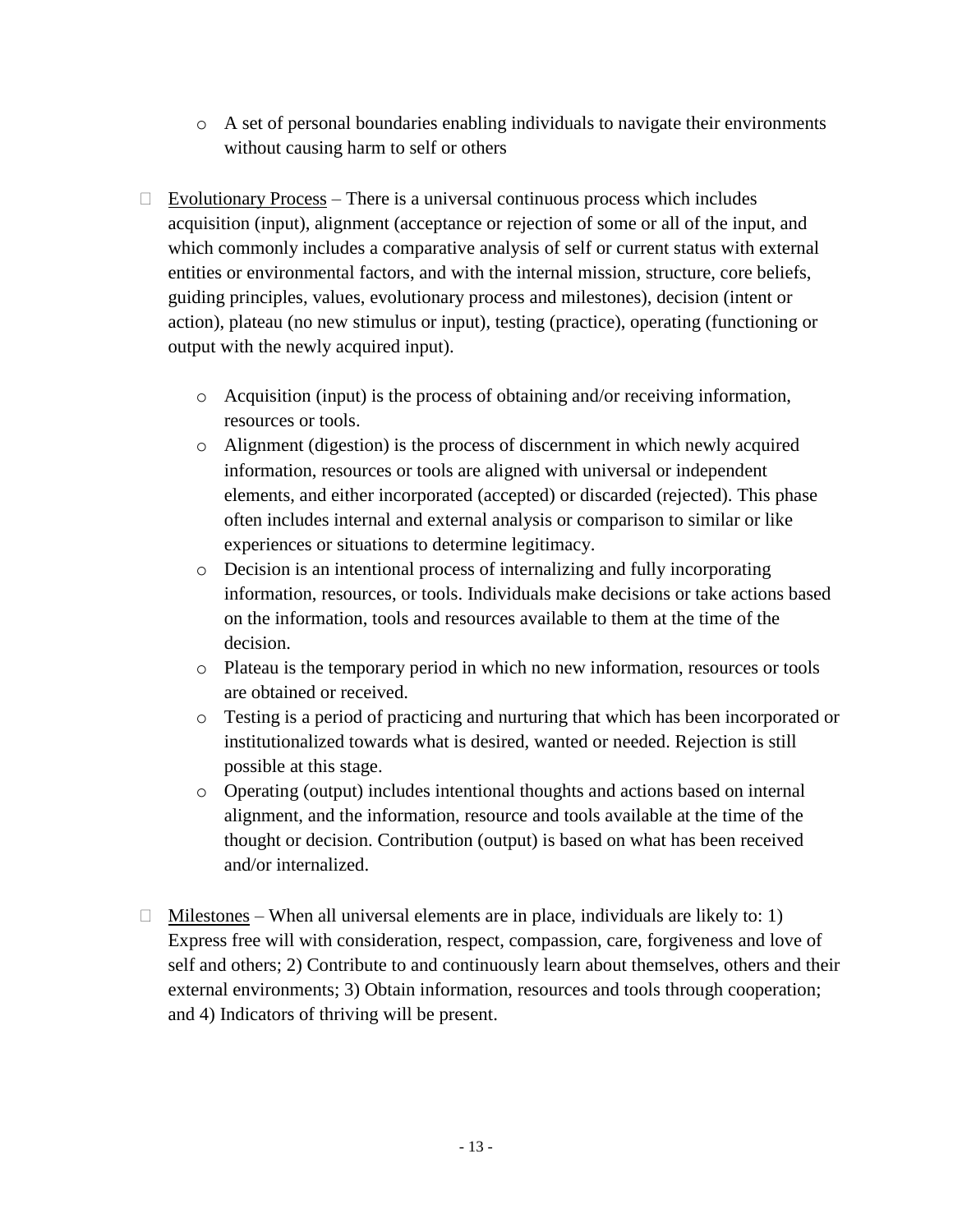- A set of personal boundaries enabling individuals to navigate their environments without causing harm to self or others

- Evolutionary Process – There is a universal continuous process which includes acquisition (input), alignment (acceptance or rejection of some or all of the input, and which commonly includes a comparative analysis of self or current status with external entities or environmental factors, and with the internal mission, structure, core beliefs, guiding principles, values, evolutionary process and milestones), decision (intent or action), plateau (no new stimulus or input), testing (practice), operating (functioning or output with the newly acquired input).

  - Acquisition (input) is the process of obtaining and/or receiving information, resources or tools.
  - Alignment (digestion) is the process of discernment in which newly acquired information, resources or tools are aligned with universal or independent elements, and either incorporated (accepted) or discarded (rejected). This phase often includes internal and external analysis or comparison to similar or like experiences or situations to determine legitimacy.
  - Decision is an intentional process of internalizing and fully incorporating information, resources, or tools. Individuals make decisions or take actions based on the information, tools and resources available to them at the time of the decision.
  - Plateau is the temporary period in which no new information, resources or tools are obtained or received.
  - Testing is a period of practicing and nurturing that which has been incorporated or institutionalized towards what is desired, wanted or needed. Rejection is still possible at this stage.
  - Operating (output) includes intentional thoughts and actions based on internal alignment, and the information, resource and tools available at the time of the thought or decision. Contribution (output) is based on what has been received and/or internalized.

- Milestones – When all universal elements are in place, individuals are likely to: 1) Express free will with consideration, respect, compassion, care, forgiveness and love of self and others; 2) Contribute to and continuously learn about themselves, others and their external environments; 3) Obtain information, resources and tools through cooperation; and 4) Indicators of thriving will be present.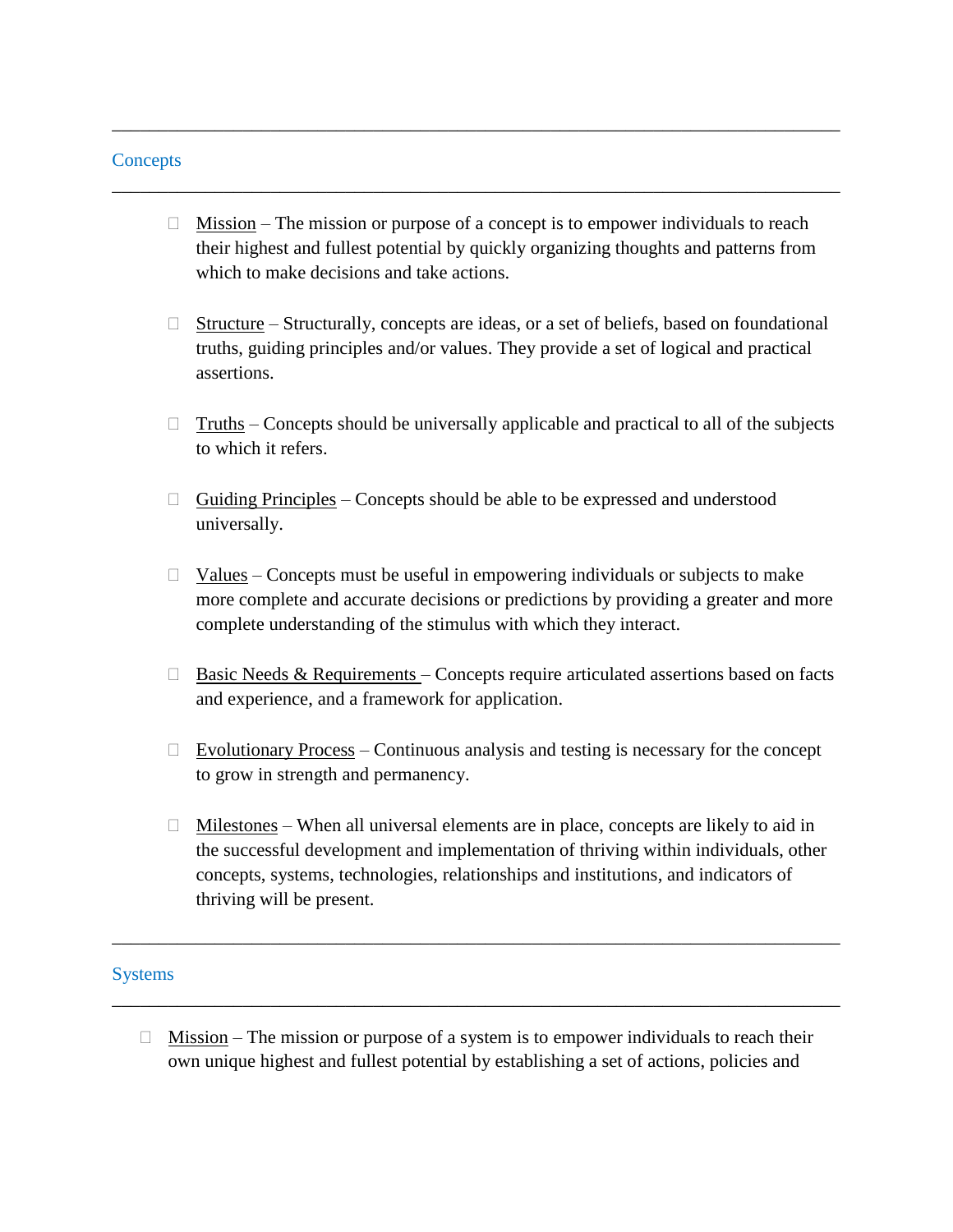---

## Concepts

---

- Mission – The mission or purpose of a concept is to empower individuals to reach their highest and fullest potential by quickly organizing thoughts and patterns from which to make decisions and take actions.

- Structure – Structurally, concepts are ideas, or a set of beliefs, based on foundational truths, guiding principles and/or values. They provide a set of logical and practical assertions.

- Truths – Concepts should be universally applicable and practical to all of the subjects to which it refers.

- Guiding Principles – Concepts should be able to be expressed and understood universally.

- Values – Concepts must be useful in empowering individuals or subjects to make more complete and accurate decisions or predictions by providing a greater and more complete understanding of the stimulus with which they interact.

- Basic Needs & Requirements – Concepts require articulated assertions based on facts and experience, and a framework for application.

- Evolutionary Process – Continuous analysis and testing is necessary for the concept to grow in strength and permanency.

- Milestones – When all universal elements are in place, concepts are likely to aid in the successful development and implementation of thriving within individuals, other concepts, systems, technologies, relationships and institutions, and indicators of thriving will be present.

---

## Systems

---

- Mission – The mission or purpose of a system is to empower individuals to reach their own unique highest and fullest potential by establishing a set of actions, policies and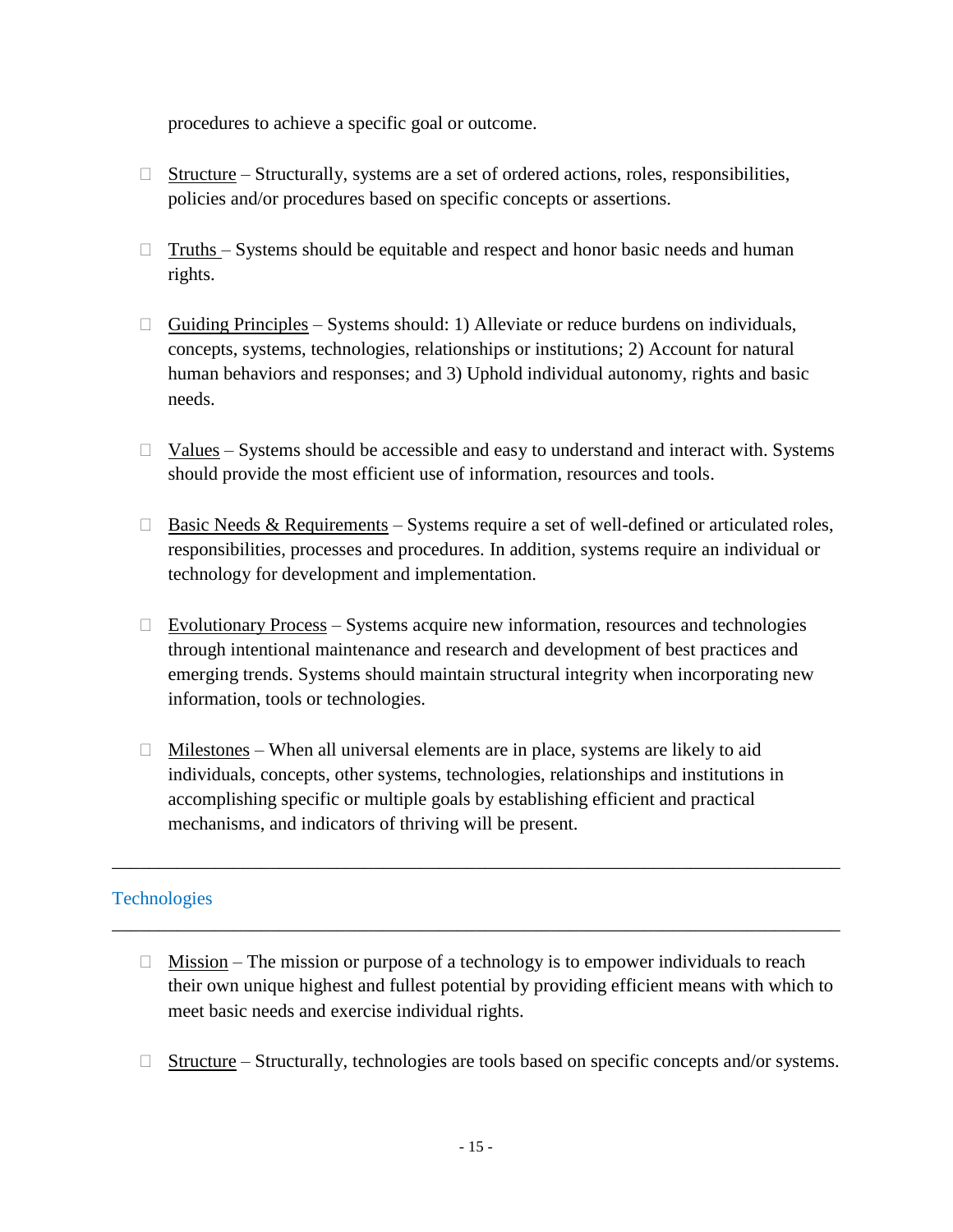procedures to achieve a specific goal or outcome.

- Structure – Structurally, systems are a set of ordered actions, roles, responsibilities, policies and/or procedures based on specific concepts or assertions.

- Truths – Systems should be equitable and respect and honor basic needs and human rights.

- Guiding Principles – Systems should: 1) Alleviate or reduce burdens on individuals, concepts, systems, technologies, relationships or institutions; 2) Account for natural human behaviors and responses; and 3) Uphold individual autonomy, rights and basic needs.

- Values – Systems should be accessible and easy to understand and interact with. Systems should provide the most efficient use of information, resources and tools.

- Basic Needs & Requirements – Systems require a set of well-defined or articulated roles, responsibilities, processes and procedures. In addition, systems require an individual or technology for development and implementation.

- Evolutionary Process – Systems acquire new information, resources and technologies through intentional maintenance and research and development of best practices and emerging trends. Systems should maintain structural integrity when incorporating new information, tools or technologies.

- Milestones – When all universal elements are in place, systems are likely to aid individuals, concepts, other systems, technologies, relationships and institutions in accomplishing specific or multiple goals by establishing efficient and practical mechanisms, and indicators of thriving will be present.

---

## Technologies

---

- Mission – The mission or purpose of a technology is to empower individuals to reach their own unique highest and fullest potential by providing efficient means with which to meet basic needs and exercise individual rights.

- Structure – Structurally, technologies are tools based on specific concepts and/or systems.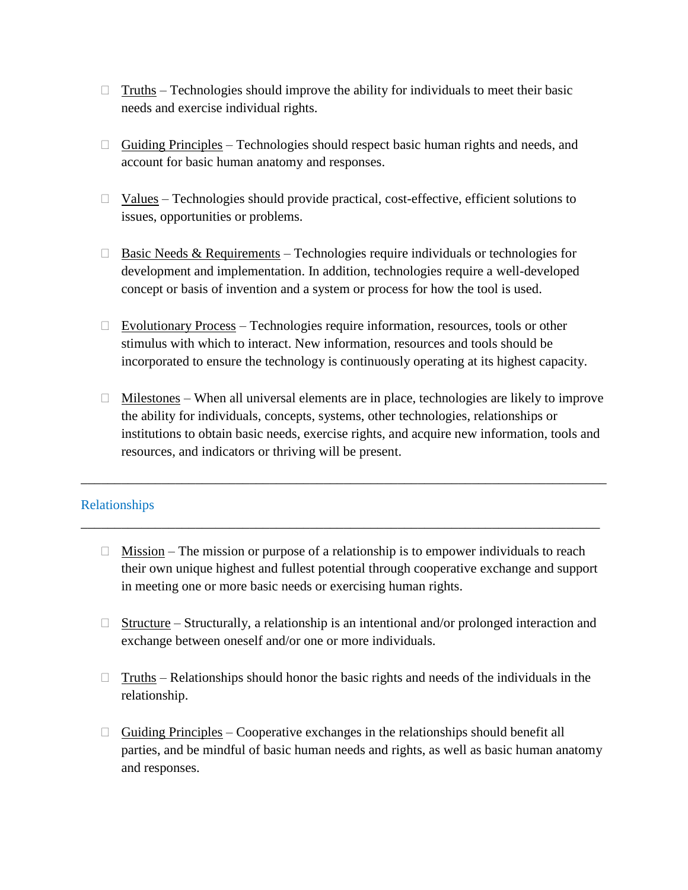- Truths – Technologies should improve the ability for individuals to meet their basic needs and exercise individual rights.

- Guiding Principles – Technologies should respect basic human rights and needs, and account for basic human anatomy and responses.

- Values – Technologies should provide practical, cost-effective, efficient solutions to issues, opportunities or problems.

- Basic Needs & Requirements – Technologies require individuals or technologies for development and implementation. In addition, technologies require a well-developed concept or basis of invention and a system or process for how the tool is used.

- Evolutionary Process – Technologies require information, resources, tools or other stimulus with which to interact. New information, resources and tools should be incorporated to ensure the technology is continuously operating at its highest capacity.

- Milestones – When all universal elements are in place, technologies are likely to improve the ability for individuals, concepts, systems, other technologies, relationships or institutions to obtain basic needs, exercise rights, and acquire new information, tools and resources, and indicators or thriving will be present.

---

## Relationships

---

- Mission – The mission or purpose of a relationship is to empower individuals to reach their own unique highest and fullest potential through cooperative exchange and support in meeting one or more basic needs or exercising human rights.

- Structure – Structurally, a relationship is an intentional and/or prolonged interaction and exchange between oneself and/or one or more individuals.

- Truths – Relationships should honor the basic rights and needs of the individuals in the relationship.

- Guiding Principles – Cooperative exchanges in the relationships should benefit all parties, and be mindful of basic human needs and rights, as well as basic human anatomy and responses.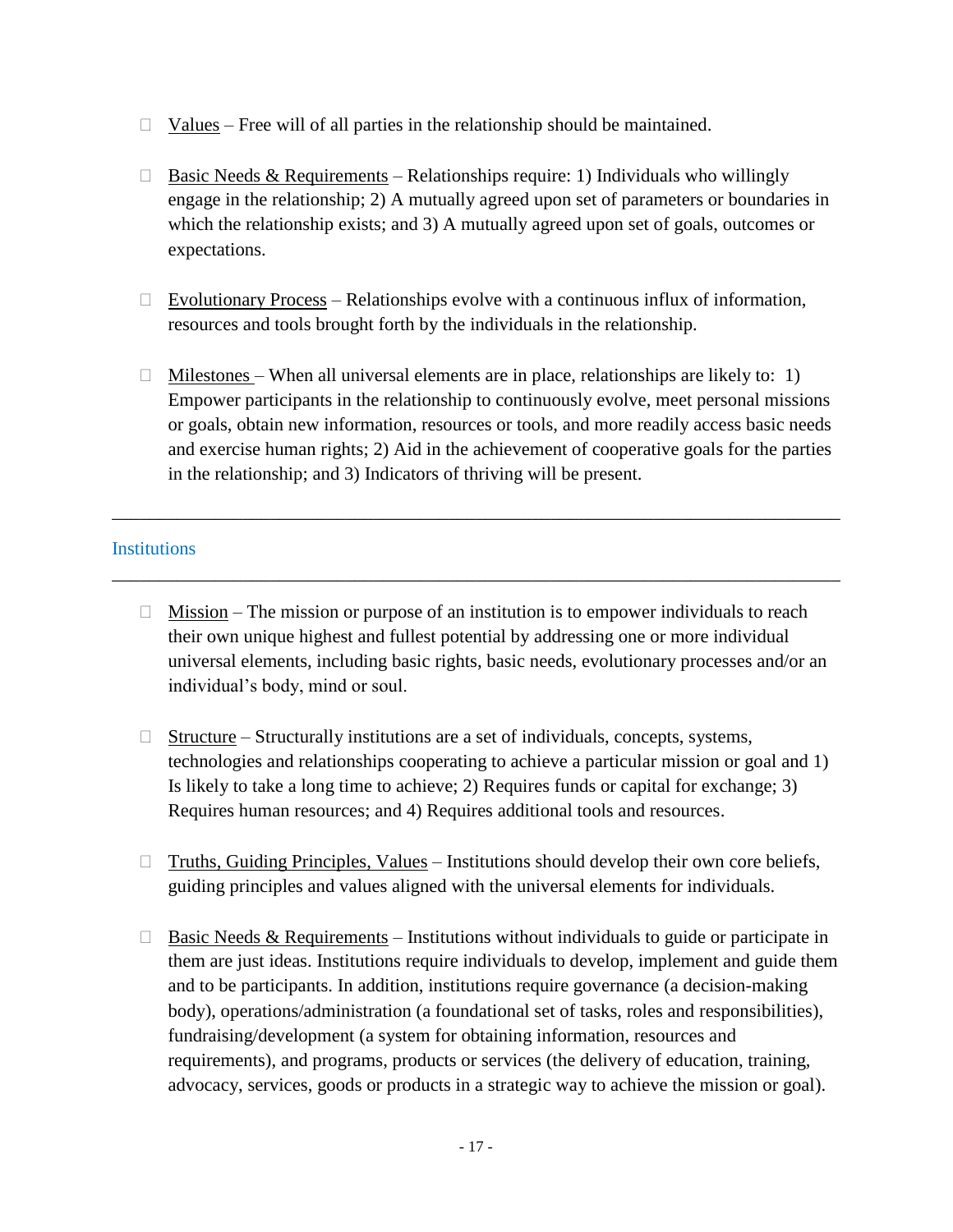- Values – Free will of all parties in the relationship should be maintained.

- Basic Needs & Requirements – Relationships require: 1) Individuals who willingly engage in the relationship; 2) A mutually agreed upon set of parameters or boundaries in which the relationship exists; and 3) A mutually agreed upon set of goals, outcomes or expectations.

- Evolutionary Process – Relationships evolve with a continuous influx of information, resources and tools brought forth by the individuals in the relationship.

- Milestones – When all universal elements are in place, relationships are likely to: 1) Empower participants in the relationship to continuously evolve, meet personal missions or goals, obtain new information, resources or tools, and more readily access basic needs and exercise human rights; 2) Aid in the achievement of cooperative goals for the parties in the relationship; and 3) Indicators of thriving will be present.

---

## Institutions

---

- Mission – The mission or purpose of an institution is to empower individuals to reach their own unique highest and fullest potential by addressing one or more individual universal elements, including basic rights, basic needs, evolutionary processes and/or an individual's body, mind or soul.

- Structure – Structurally institutions are a set of individuals, concepts, systems, technologies and relationships cooperating to achieve a particular mission or goal and 1) Is likely to take a long time to achieve; 2) Requires funds or capital for exchange; 3) Requires human resources; and 4) Requires additional tools and resources.

- Truths, Guiding Principles, Values – Institutions should develop their own core beliefs, guiding principles and values aligned with the universal elements for individuals.

- Basic Needs & Requirements – Institutions without individuals to guide or participate in them are just ideas. Institutions require individuals to develop, implement and guide them and to be participants. In addition, institutions require governance (a decision-making body), operations/administration (a foundational set of tasks, roles and responsibilities), fundraising/development (a system for obtaining information, resources and requirements), and programs, products or services (the delivery of education, training, advocacy, services, goods or products in a strategic way to achieve the mission or goal).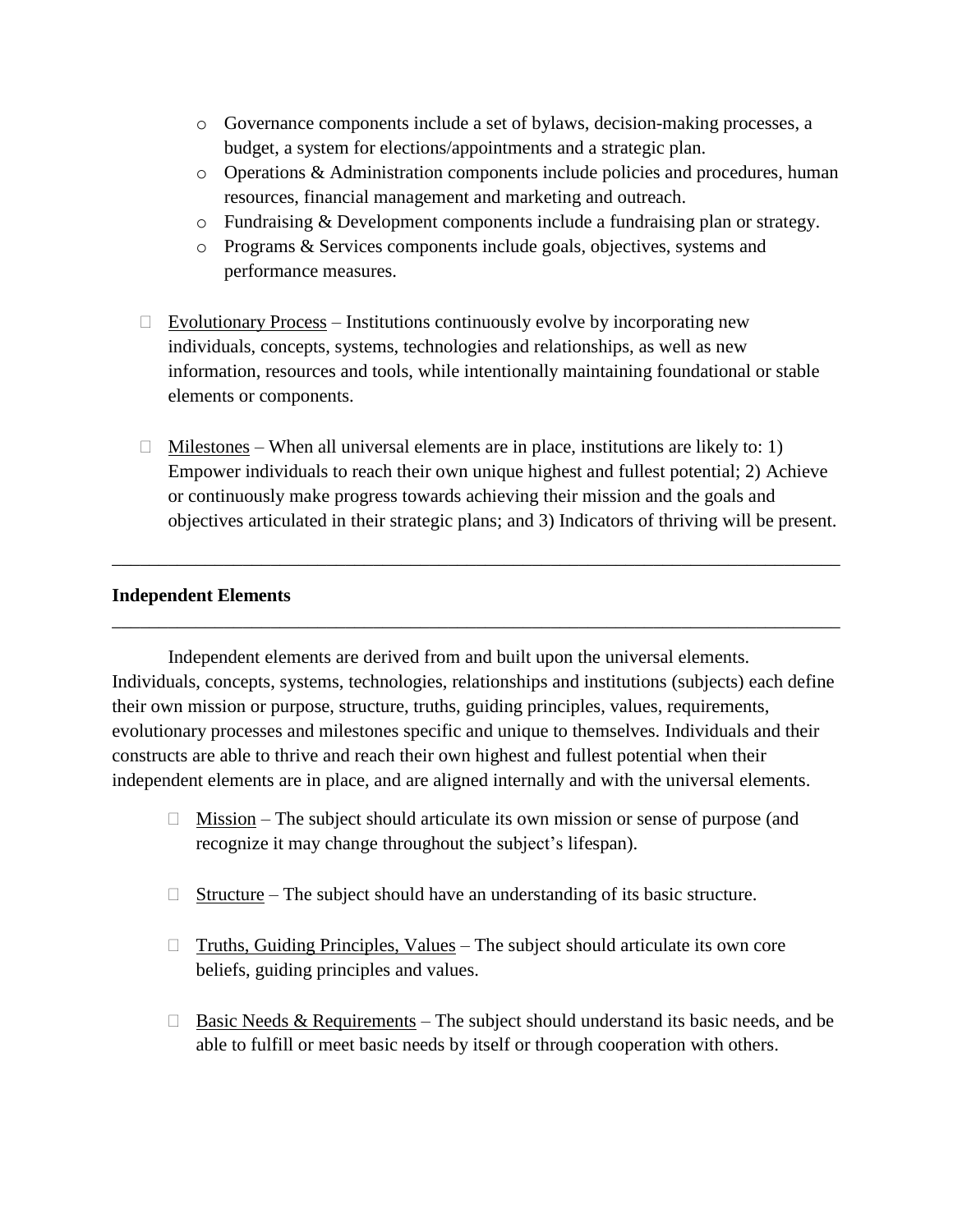- Governance components include a set of bylaws, decision-making processes, a budget, a system for elections/appointments and a strategic plan.
   - Operations & Administration components include policies and procedures, human resources, financial management and marketing and outreach.
   - Fundraising & Development components include a fundraising plan or strategy.
   - Programs & Services components include goals, objectives, systems and performance measures.

- Evolutionary Process – Institutions continuously evolve by incorporating new individuals, concepts, systems, technologies and relationships, as well as new information, resources and tools, while intentionally maintaining foundational or stable elements or components.

- Milestones – When all universal elements are in place, institutions are likely to: 1) Empower individuals to reach their own unique highest and fullest potential; 2) Achieve or continuously make progress towards achieving their mission and the goals and objectives articulated in their strategic plans; and 3) Indicators of thriving will be present.

---

**Independent Elements**

---

Independent elements are derived from and built upon the universal elements. Individuals, concepts, systems, technologies, relationships and institutions (subjects) each define their own mission or purpose, structure, truths, guiding principles, values, requirements, evolutionary processes and milestones specific and unique to themselves. Individuals and their constructs are able to thrive and reach their own highest and fullest potential when their independent elements are in place, and are aligned internally and with the universal elements.

- Mission – The subject should articulate its own mission or sense of purpose (and recognize it may change throughout the subject's lifespan).

- Structure – The subject should have an understanding of its basic structure.

- Truths, Guiding Principles, Values – The subject should articulate its own core beliefs, guiding principles and values.

- Basic Needs & Requirements – The subject should understand its basic needs, and be able to fulfill or meet basic needs by itself or through cooperation with others.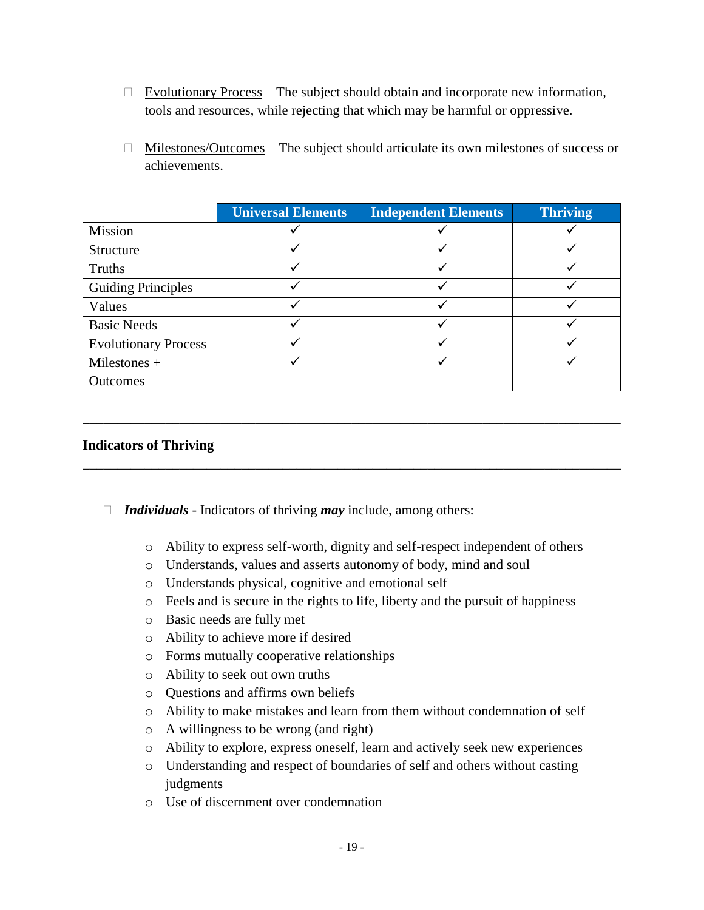- Evolutionary Process – The subject should obtain and incorporate new information, tools and resources, while rejecting that which may be harmful or oppressive.

- Milestones/Outcomes – The subject should articulate its own milestones of success or achievements.

| | Universal Elements | Independent Elements | Thriving |
|---|---|---|---|
| Mission | ✓ | ✓ | ✓ |
| Structure | ✓ | ✓ | ✓ |
| Truths | ✓ | ✓ | ✓ |
| Guiding Principles | ✓ | ✓ | ✓ |
| Values | ✓ | ✓ | ✓ |
| Basic Needs | ✓ | ✓ | ✓ |
| Evolutionary Process | ✓ | ✓ | ✓ |
| Milestones + Outcomes | ✓ | ✓ | ✓ |

---

**Indicators of Thriving**

---

- ***Individuals*** - Indicators of thriving ***may*** include, among others:
  - Ability to express self-worth, dignity and self-respect independent of others
  - Understands, values and asserts autonomy of body, mind and soul
  - Understands physical, cognitive and emotional self
  - Feels and is secure in the rights to life, liberty and the pursuit of happiness
  - Basic needs are fully met
  - Ability to achieve more if desired
  - Forms mutually cooperative relationships
  - Ability to seek out own truths
  - Questions and affirms own beliefs
  - Ability to make mistakes and learn from them without condemnation of self
  - A willingness to be wrong (and right)
  - Ability to explore, express oneself, learn and actively seek new experiences
  - Understanding and respect of boundaries of self and others without casting judgments
  - Use of discernment over condemnation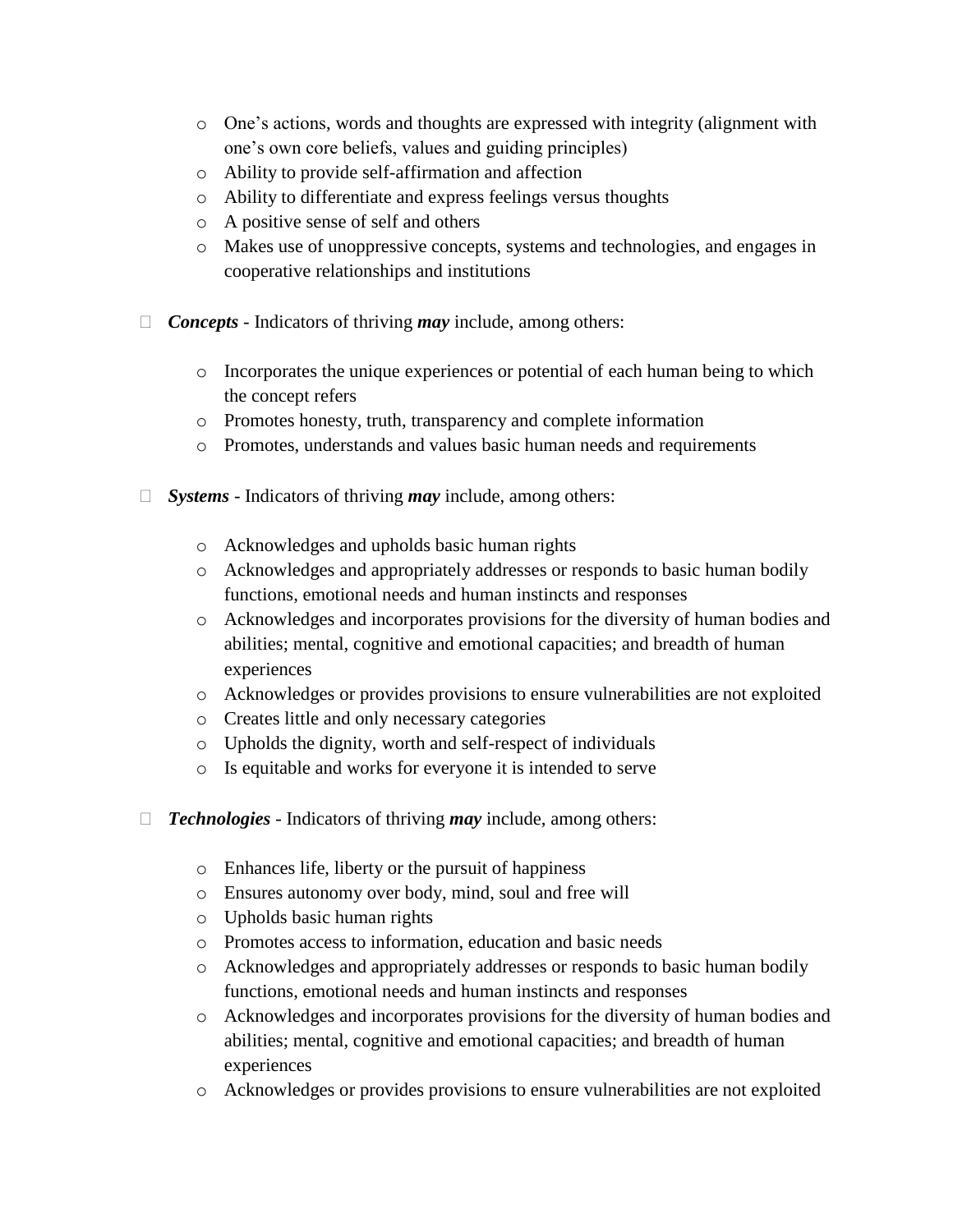- One's actions, words and thoughts are expressed with integrity (alignment with one's own core beliefs, values and guiding principles)
  - Ability to provide self-affirmation and affection
  - Ability to differentiate and express feelings versus thoughts
  - A positive sense of self and others
  - Makes use of unoppressive concepts, systems and technologies, and engages in cooperative relationships and institutions

- ***Concepts*** - Indicators of thriving ***may*** include, among others:

  - Incorporates the unique experiences or potential of each human being to which the concept refers
  - Promotes honesty, truth, transparency and complete information
  - Promotes, understands and values basic human needs and requirements

- ***Systems*** - Indicators of thriving ***may*** include, among others:

  - Acknowledges and upholds basic human rights
  - Acknowledges and appropriately addresses or responds to basic human bodily functions, emotional needs and human instincts and responses
  - Acknowledges and incorporates provisions for the diversity of human bodies and abilities; mental, cognitive and emotional capacities; and breadth of human experiences
  - Acknowledges or provides provisions to ensure vulnerabilities are not exploited
  - Creates little and only necessary categories
  - Upholds the dignity, worth and self-respect of individuals
  - Is equitable and works for everyone it is intended to serve

- ***Technologies*** - Indicators of thriving ***may*** include, among others:

  - Enhances life, liberty or the pursuit of happiness
  - Ensures autonomy over body, mind, soul and free will
  - Upholds basic human rights
  - Promotes access to information, education and basic needs
  - Acknowledges and appropriately addresses or responds to basic human bodily functions, emotional needs and human instincts and responses
  - Acknowledges and incorporates provisions for the diversity of human bodies and abilities; mental, cognitive and emotional capacities; and breadth of human experiences
  - Acknowledges or provides provisions to ensure vulnerabilities are not exploited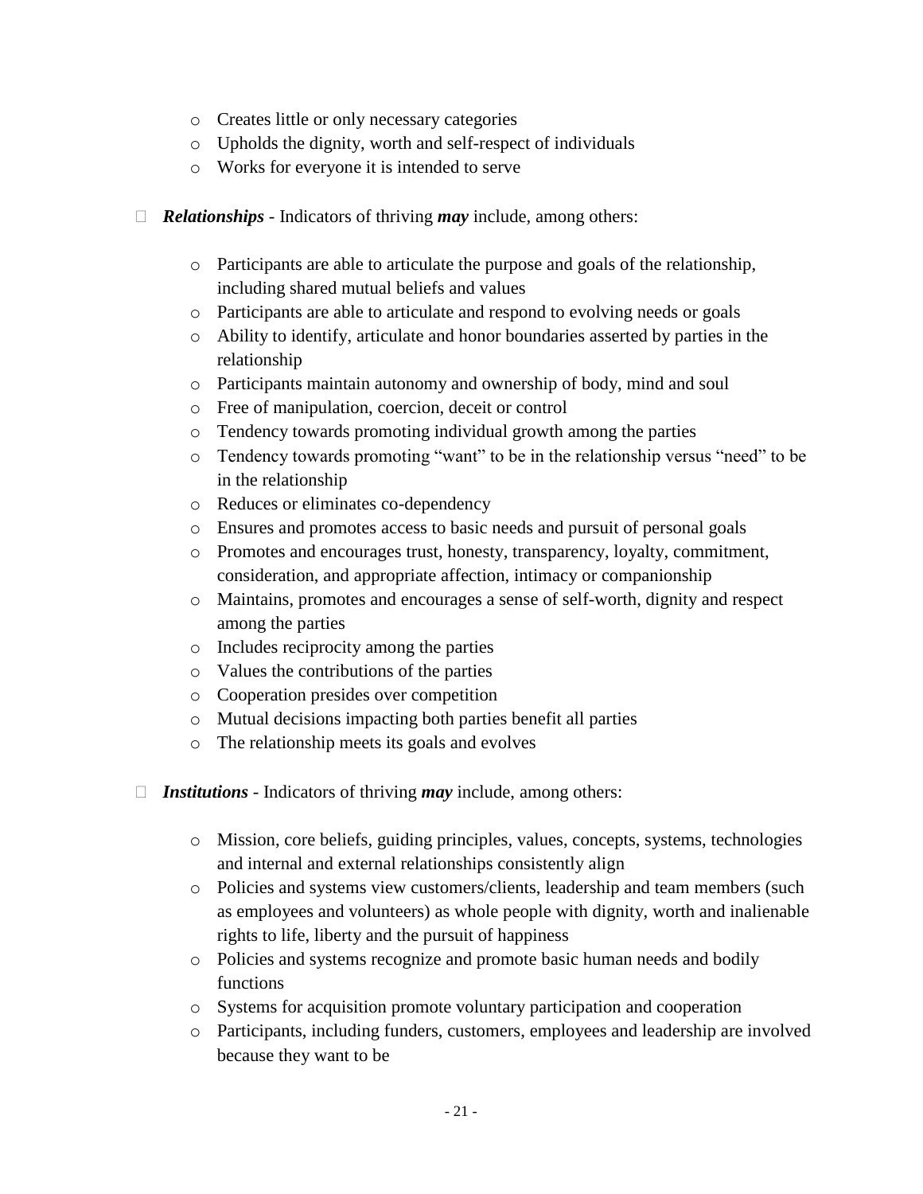- Creates little or only necessary categories
  - Upholds the dignity, worth and self-respect of individuals
  - Works for everyone it is intended to serve

- ***Relationships*** - Indicators of thriving ***may*** include, among others:

  - Participants are able to articulate the purpose and goals of the relationship, including shared mutual beliefs and values
  - Participants are able to articulate and respond to evolving needs or goals
  - Ability to identify, articulate and honor boundaries asserted by parties in the relationship
  - Participants maintain autonomy and ownership of body, mind and soul
  - Free of manipulation, coercion, deceit or control
  - Tendency towards promoting individual growth among the parties
  - Tendency towards promoting "want" to be in the relationship versus "need" to be in the relationship
  - Reduces or eliminates co-dependency
  - Ensures and promotes access to basic needs and pursuit of personal goals
  - Promotes and encourages trust, honesty, transparency, loyalty, commitment, consideration, and appropriate affection, intimacy or companionship
  - Maintains, promotes and encourages a sense of self-worth, dignity and respect among the parties
  - Includes reciprocity among the parties
  - Values the contributions of the parties
  - Cooperation presides over competition
  - Mutual decisions impacting both parties benefit all parties
  - The relationship meets its goals and evolves

- ***Institutions*** - Indicators of thriving ***may*** include, among others:

  - Mission, core beliefs, guiding principles, values, concepts, systems, technologies and internal and external relationships consistently align
  - Policies and systems view customers/clients, leadership and team members (such as employees and volunteers) as whole people with dignity, worth and inalienable rights to life, liberty and the pursuit of happiness
  - Policies and systems recognize and promote basic human needs and bodily functions
  - Systems for acquisition promote voluntary participation and cooperation
  - Participants, including funders, customers, employees and leadership are involved because they want to be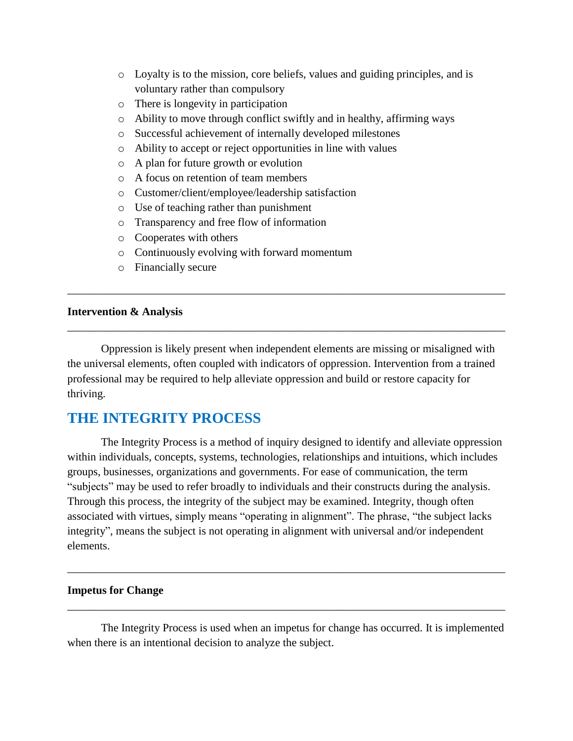- Loyalty is to the mission, core beliefs, values and guiding principles, and is voluntary rather than compulsory
- There is longevity in participation
- Ability to move through conflict swiftly and in healthy, affirming ways
- Successful achievement of internally developed milestones
- Ability to accept or reject opportunities in line with values
- A plan for future growth or evolution
- A focus on retention of team members
- Customer/client/employee/leadership satisfaction
- Use of teaching rather than punishment
- Transparency and free flow of information
- Cooperates with others
- Continuously evolving with forward momentum
- Financially secure

---

**Intervention & Analysis**

---

Oppression is likely present when independent elements are missing or misaligned with the universal elements, often coupled with indicators of oppression. Intervention from a trained professional may be required to help alleviate oppression and build or restore capacity for thriving.

## THE INTEGRITY PROCESS

The Integrity Process is a method of inquiry designed to identify and alleviate oppression within individuals, concepts, systems, technologies, relationships and intuitions, which includes groups, businesses, organizations and governments. For ease of communication, the term "subjects" may be used to refer broadly to individuals and their constructs during the analysis. Through this process, the integrity of the subject may be examined. Integrity, though often associated with virtues, simply means "operating in alignment". The phrase, "the subject lacks integrity", means the subject is not operating in alignment with universal and/or independent elements.

---

**Impetus for Change**

---

The Integrity Process is used when an impetus for change has occurred. It is implemented when there is an intentional decision to analyze the subject.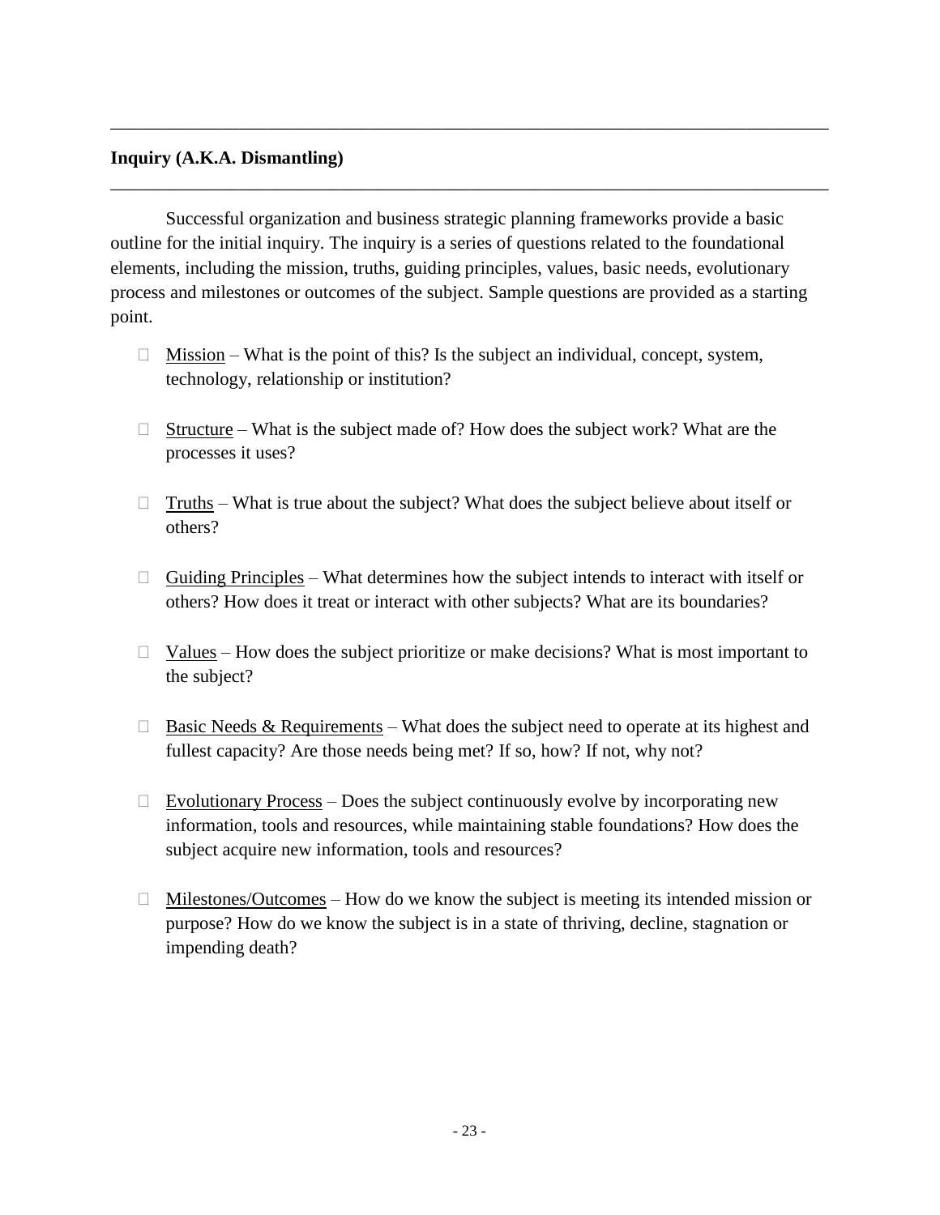## Inquiry (A.K.A. Dismantling)

Successful organization and business strategic planning frameworks provide a basic outline for the initial inquiry. The inquiry is a series of questions related to the foundational elements, including the mission, truths, guiding principles, values, basic needs, evolutionary process and milestones or outcomes of the subject. Sample questions are provided as a starting point.

- Mission – What is the point of this? Is the subject an individual, concept, system, technology, relationship or institution?
- Structure – What is the subject made of? How does the subject work? What are the processes it uses?
- Truths – What is true about the subject? What does the subject believe about itself or others?
- Guiding Principles – What determines how the subject intends to interact with itself or others? How does it treat or interact with other subjects? What are its boundaries?
- Values – How does the subject prioritize or make decisions? What is most important to the subject?
- Basic Needs & Requirements – What does the subject need to operate at its highest and fullest capacity? Are those needs being met? If so, how? If not, why not?
- Evolutionary Process – Does the subject continuously evolve by incorporating new information, tools and resources, while maintaining stable foundations? How does the subject acquire new information, tools and resources?
- Milestones/Outcomes – How do we know the subject is meeting its intended mission or purpose? How do we know the subject is in a state of thriving, decline, stagnation or impending death?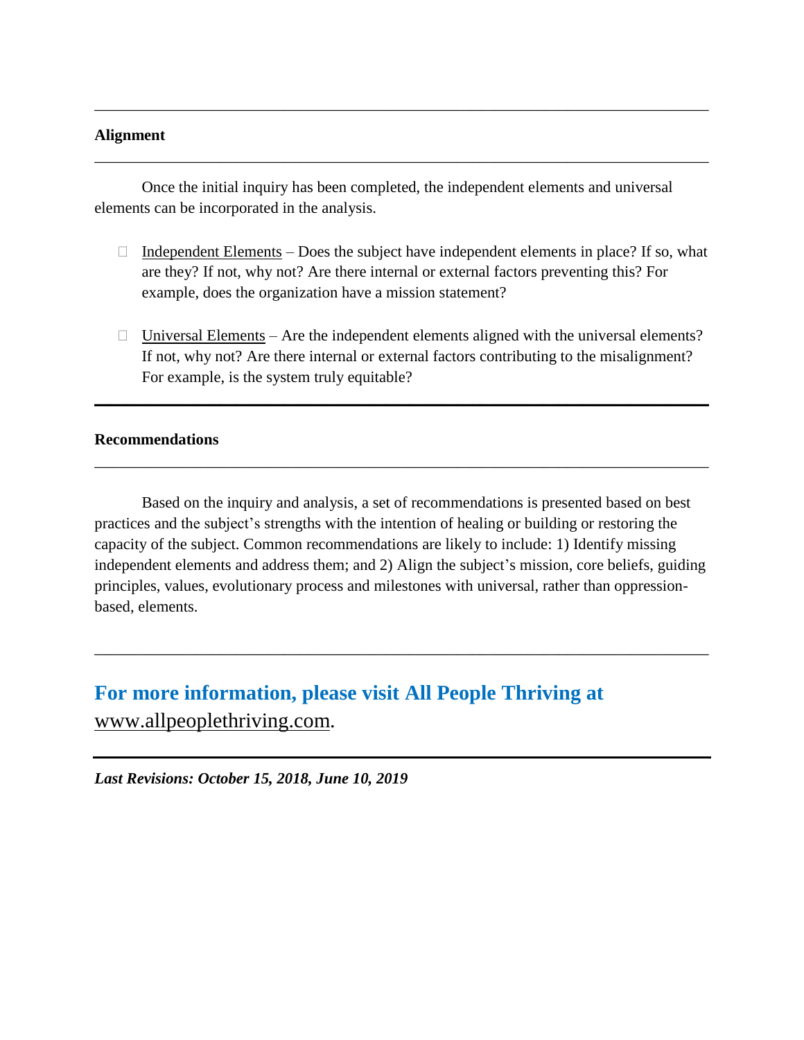**Alignment**

Once the initial inquiry has been completed, the independent elements and universal elements can be incorporated in the analysis.

- Independent Elements – Does the subject have independent elements in place? If so, what are they? If not, why not? Are there internal or external factors preventing this? For example, does the organization have a mission statement?

- Universal Elements – Are the independent elements aligned with the universal elements? If not, why not? Are there internal or external factors contributing to the misalignment? For example, is the system truly equitable?

---

**Recommendations**

Based on the inquiry and analysis, a set of recommendations is presented based on best practices and the subject's strengths with the intention of healing or building or restoring the capacity of the subject. Common recommendations are likely to include: 1) Identify missing independent elements and address them; and 2) Align the subject's mission, core beliefs, guiding principles, values, evolutionary process and milestones with universal, rather than oppression-based, elements.

---

**For more information, please visit All People Thriving at** www.allpeoplethriving.com.

---

***Last Revisions: October 15, 2018, June 10, 2019***